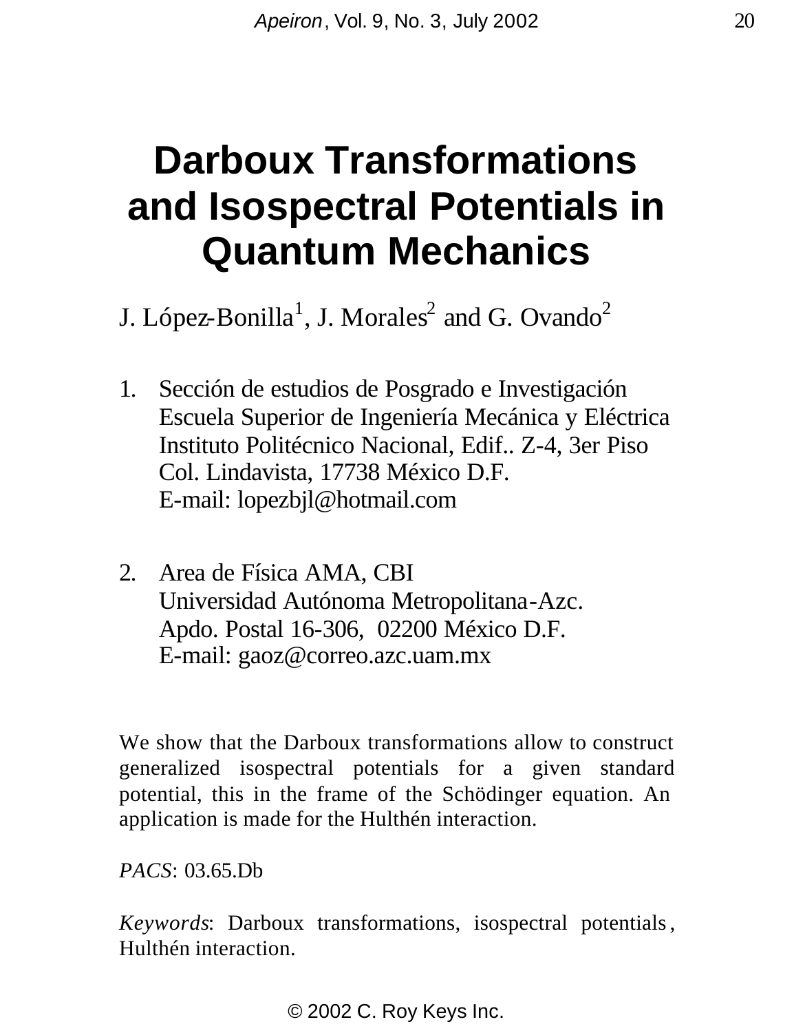# Darboux Transformations and Isospectral Potentials in Quantum Mechanics

J. López-Bonilla[1], J. Morales[2] and G. Ovando[2]

1. Sección de estudios de Posgrado e Investigación
   Escuela Superior de Ingeniería Mecánica y Eléctrica
   Instituto Politécnico Nacional, Edif.. Z-4, 3er Piso
   Col. Lindavista, 17738 México D.F.
   E-mail: lopezbjl@hotmail.com

2. Area de Física AMA, CBI
   Universidad Autónoma Metropolitana-Azc.
   Apdo. Postal 16-306, 02200 México D.F.
   E-mail: gaoz@correo.azc.uam.mx

We show that the Darboux transformations allow to construct generalized isospectral potentials for a given standard potential, this in the frame of the Schödinger equation. An application is made for the Hulthén interaction.

*PACS*: 03.65.Db

*Keywords*: Darboux transformations, isospectral potentials, Hulthén interaction.

© 2002 C. Roy Keys Inc.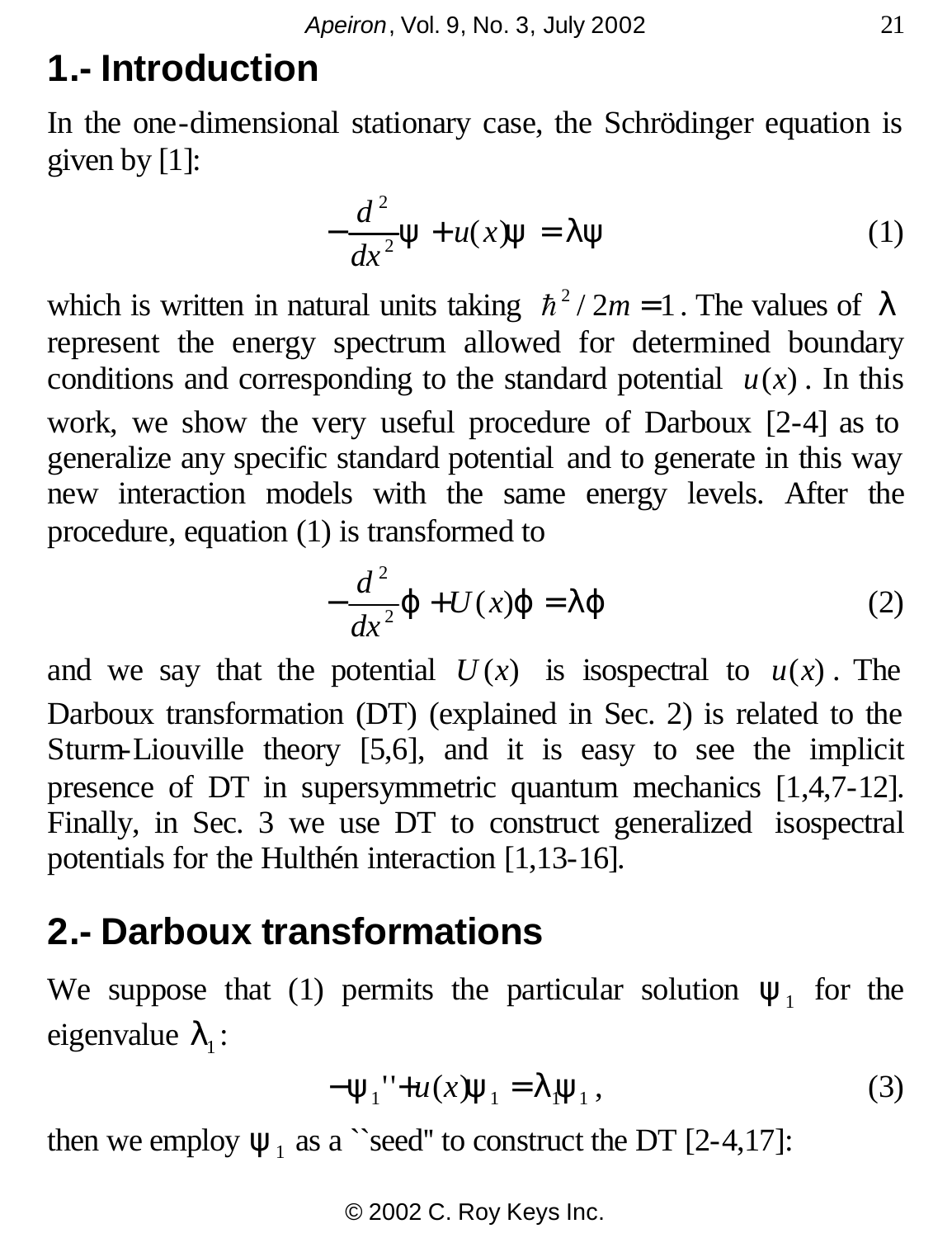## 1.- Introduction

In the one-dimensional stationary case, the Schrödinger equation is given by [1]:

$$-\frac{d^2}{dx^2}\psi + u(x)\psi = \lambda\psi \tag{1}$$

which is written in natural units taking $\hbar^2 / 2m = 1$. The values of $\lambda$ represent the energy spectrum allowed for determined boundary conditions and corresponding to the standard potential $u(x)$. In this work, we show the very useful procedure of Darboux [2-4] as to generalize any specific standard potential and to generate in this way new interaction models with the same energy levels. After the procedure, equation (1) is transformed to

$$-\frac{d^2}{dx^2}\varphi + U(x)\varphi = \lambda\varphi \tag{2}$$

and we say that the potential $U(x)$ is isospectral to $u(x)$. The Darboux transformation (DT) (explained in Sec. 2) is related to the Sturm-Liouville theory [5,6], and it is easy to see the implicit presence of DT in supersymmetric quantum mechanics [1,4,7-12]. Finally, in Sec. 3 we use DT to construct generalized isospectral potentials for the Hulthén interaction [1,13-16].

## 2.- Darboux transformations

We suppose that (1) permits the particular solution $\psi_1$ for the eigenvalue $\lambda_1$:

$$-\psi_1'' + u(x)\psi_1 = \lambda_1\psi_1, \tag{3}$$

then we employ $\psi_1$ as a ``seed'' to construct the DT [2-4,17]: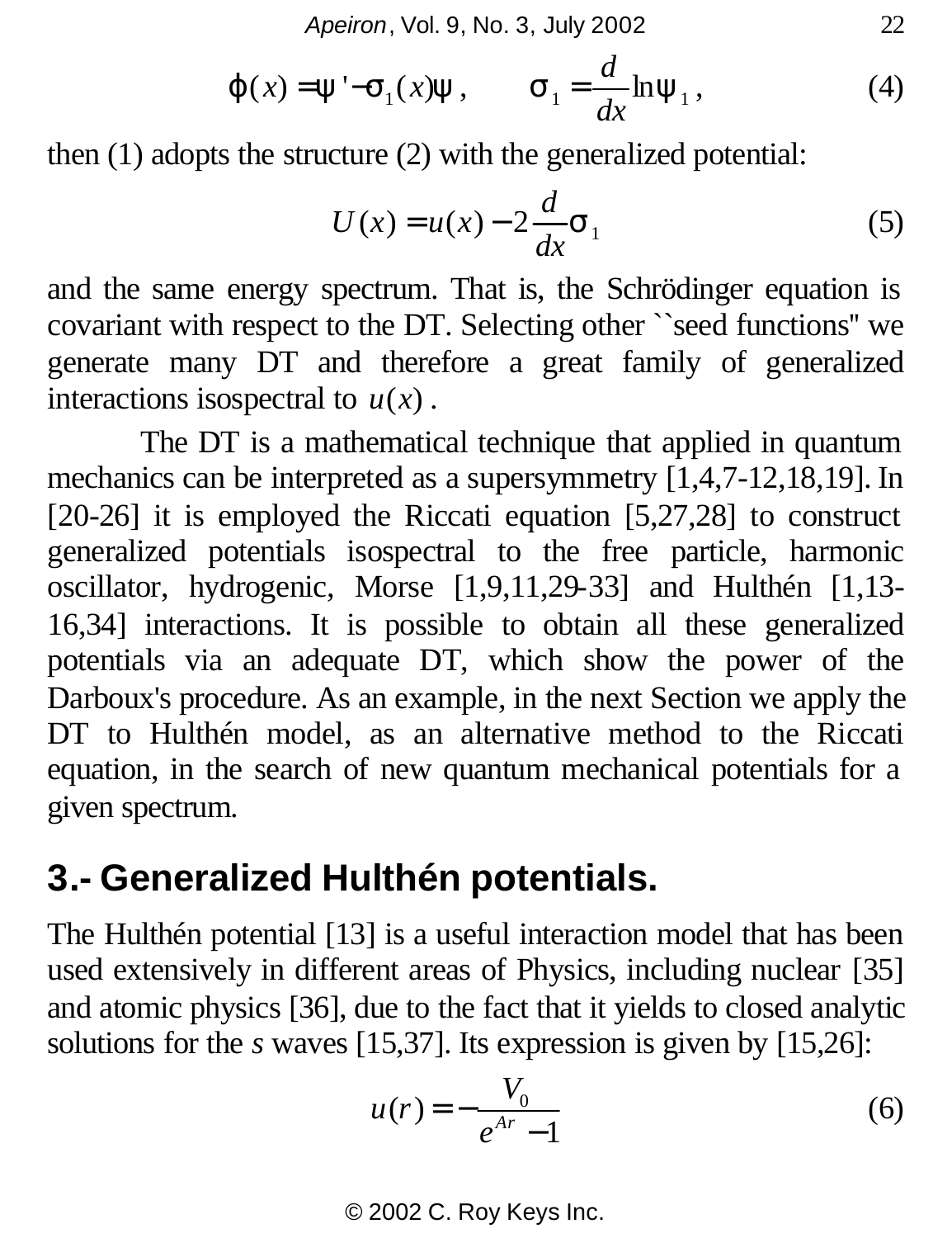$$\varphi(x) = \psi' - \sigma_1(x)\psi, \qquad \sigma_1 = \frac{d}{dx}\ln\psi_1, \tag{4}$$

then (1) adopts the structure (2) with the generalized potential:

$$U(x) = u(x) - 2\frac{d}{dx}\sigma_1 \tag{5}$$

and the same energy spectrum. That is, the Schrödinger equation is covariant with respect to the DT. Selecting other ``seed functions'' we generate many DT and therefore a great family of generalized interactions isospectral to $u(x)$.

The DT is a mathematical technique that applied in quantum mechanics can be interpreted as a supersymmetry [1,4,7-12,18,19]. In [20-26] it is employed the Riccati equation [5,27,28] to construct generalized potentials isospectral to the free particle, harmonic oscillator, hydrogenic, Morse [1,9,11,29-33] and Hulthén [1,13-16,34] interactions. It is possible to obtain all these generalized potentials via an adequate DT, which show the power of the Darboux's procedure. As an example, in the next Section we apply the DT to Hulthén model, as an alternative method to the Riccati equation, in the search of new quantum mechanical potentials for a given spectrum.

## 3.- Generalized Hulthén potentials.

The Hulthén potential [13] is a useful interaction model that has been used extensively in different areas of Physics, including nuclear [35] and atomic physics [36], due to the fact that it yields to closed analytic solutions for the *s* waves [15,37]. Its expression is given by [15,26]:

$$u(r) = -\frac{V_0}{e^{Ar} - 1} \tag{6}$$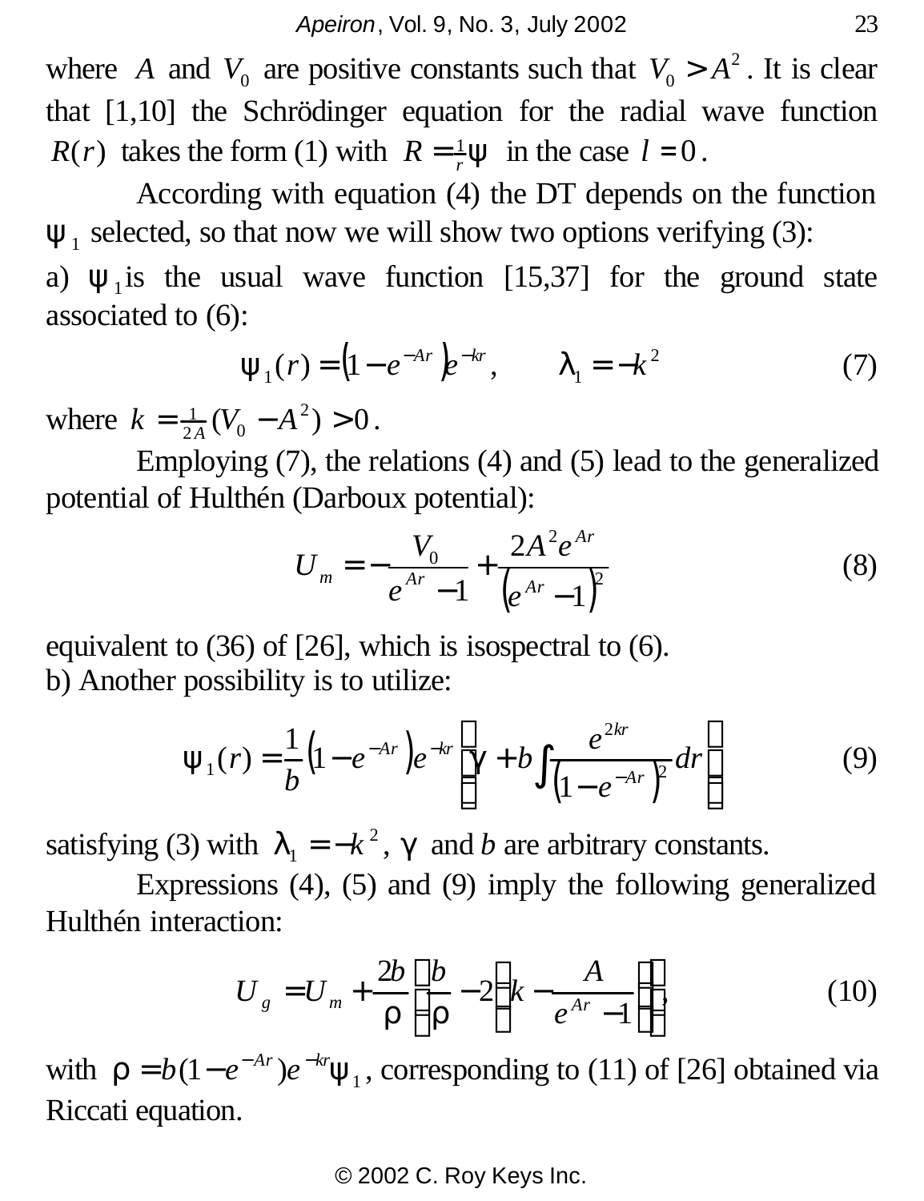where $A$ and $V_0$ are positive constants such that $V_0 > A^2$. It is clear that [1,10] the Schrödinger equation for the radial wave function $R(r)$ takes the form (1) with $R = \frac{1}{r}\psi$ in the case $l = 0$.

According with equation (4) the DT depends on the function $\psi_1$ selected, so that now we will show two options verifying (3):

a) $\psi_1$ is the usual wave function [15,37] for the ground state associated to (6):

$$\psi_1(r) = \left(1 - e^{-Ar}\right)e^{-kr}, \qquad \lambda_1 = -k^2 \tag{7}$$

where $k = \frac{1}{2A}(V_0 - A^2) > 0$.

Employing (7), the relations (4) and (5) lead to the generalized potential of Hulthén (Darboux potential):

$$U_m = -\frac{V_0}{e^{Ar} - 1} + \frac{2A^2 e^{Ar}}{\left(e^{Ar} - 1\right)^2} \tag{8}$$

equivalent to (36) of [26], which is isospectral to (6).

b) Another possibility is to utilize:

$$\psi_1(r) = \frac{1}{b}\left(1 - e^{-Ar}\right)e^{-kr}\left(\gamma + b\int \frac{e^{2kr}}{\left(1 - e^{-Ar}\right)^2}dr\right) \tag{9}$$

satisfying (3) with $\lambda_1 = -k^2$, $\gamma$ and $b$ are arbitrary constants.

Expressions (4), (5) and (9) imply the following generalized Hulthén interaction:

$$U_g = U_m + \frac{2b}{\rho}\left[\frac{b}{\rho} - 2\left(k - \frac{A}{e^{Ar} - 1}\right)\right], \tag{10}$$

with $\rho = b(1 - e^{-Ar})e^{-kr}\psi_1$, corresponding to (11) of [26] obtained via Riccati equation.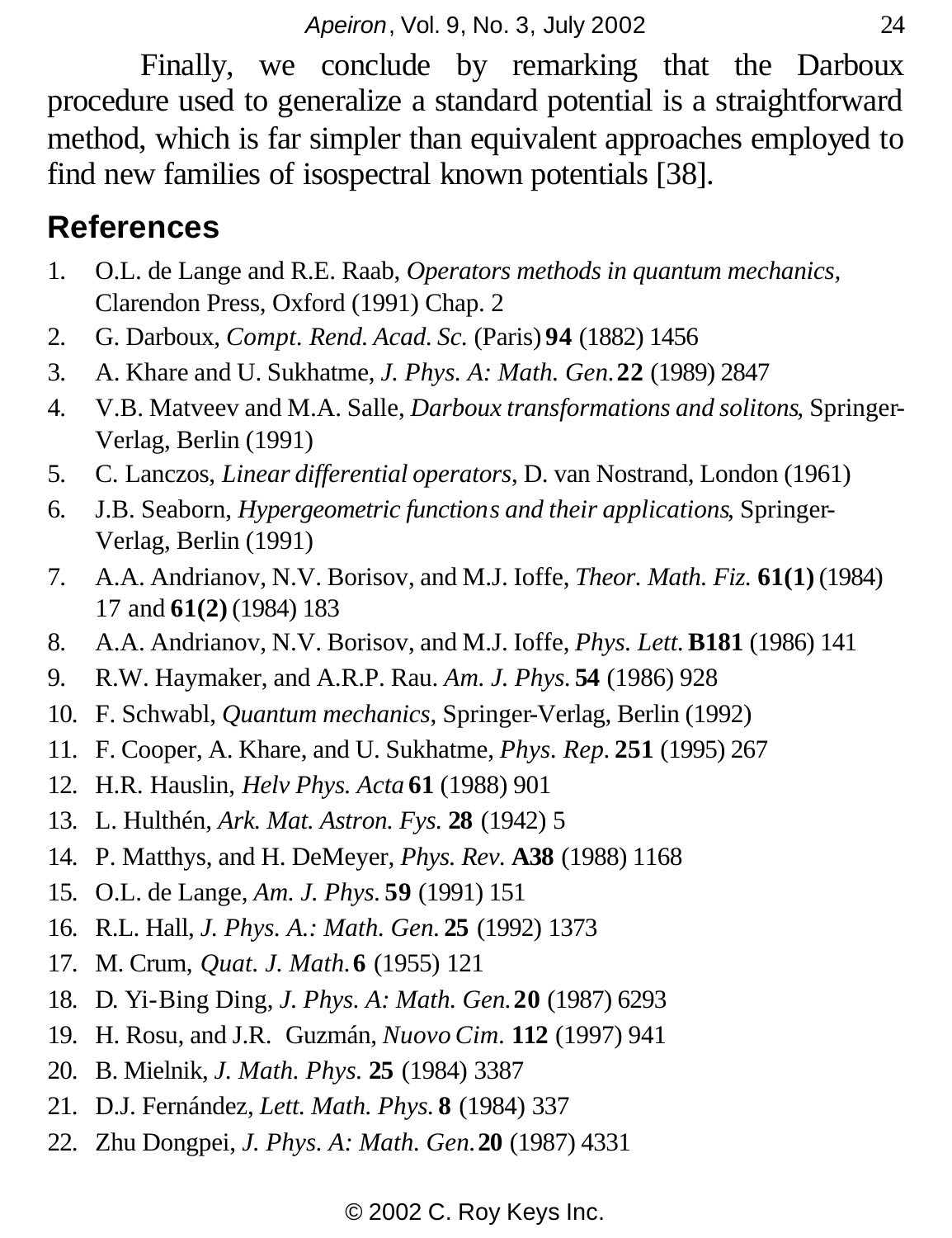Finally, we conclude by remarking that the Darboux procedure used to generalize a standard potential is a straightforward method, which is far simpler than equivalent approaches employed to find new families of isospectral known potentials [38].

## References

1. O.L. de Lange and R.E. Raab, *Operators methods in quantum mechanics*, Clarendon Press, Oxford (1991) Chap. 2
2. G. Darboux, *Compt. Rend. Acad. Sc.* (Paris) **94** (1882) 1456
3. A. Khare and U. Sukhatme, *J. Phys. A: Math. Gen.* **22** (1989) 2847
4. V.B. Matveev and M.A. Salle, *Darboux transformations and solitons*, Springer-Verlag, Berlin (1991)
5. C. Lanczos, *Linear differential operators*, D. van Nostrand, London (1961)
6. J.B. Seaborn, *Hypergeometric functions and their applications*, Springer-Verlag, Berlin (1991)
7. A.A. Andrianov, N.V. Borisov, and M.J. Ioffe, *Theor. Math. Fiz.* **61(1)** (1984) 17 and **61(2)** (1984) 183
8. A.A. Andrianov, N.V. Borisov, and M.J. Ioffe, *Phys. Lett.* **B181** (1986) 141
9. R.W. Haymaker, and A.R.P. Rau. *Am. J. Phys.* **54** (1986) 928
10. F. Schwabl, *Quantum mechanics*, Springer-Verlag, Berlin (1992)
11. F. Cooper, A. Khare, and U. Sukhatme, *Phys. Rep.* **251** (1995) 267
12. H.R. Hauslin, *Helv Phys. Acta* **61** (1988) 901
13. L. Hulthén, *Ark. Mat. Astron. Fys.* **28** (1942) 5
14. P. Matthys, and H. DeMeyer, *Phys. Rev.* **A38** (1988) 1168
15. O.L. de Lange, *Am. J. Phys.* **59** (1991) 151
16. R.L. Hall, *J. Phys. A.: Math. Gen.* **25** (1992) 1373
17. M. Crum, *Quat. J. Math.* **6** (1955) 121
18. D. Yi-Bing Ding, *J. Phys. A: Math. Gen.* **20** (1987) 6293
19. H. Rosu, and J.R. Guzmán, *Nuovo Cim.* **112** (1997) 941
20. B. Mielnik, *J. Math. Phys.* **25** (1984) 3387
21. D.J. Fernández, *Lett. Math. Phys.* **8** (1984) 337
22. Zhu Dongpei, *J. Phys. A: Math. Gen.* **20** (1987) 4331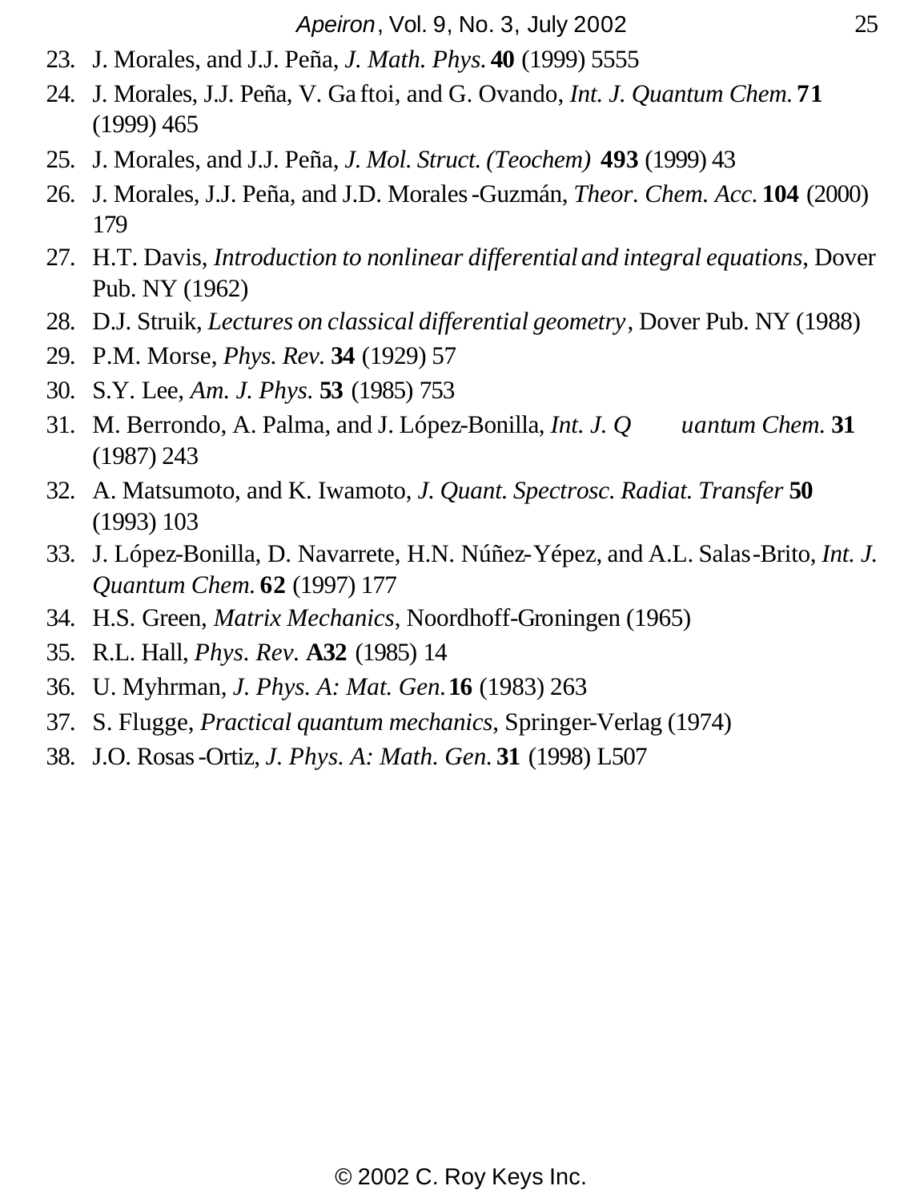23. J. Morales, and J.J. Peña, *J. Math. Phys.* **40** (1999) 5555
24. J. Morales, J.J. Peña, V. Gaftoi, and G. Ovando, *Int. J. Quantum Chem.* **71** (1999) 465
25. J. Morales, and J.J. Peña, *J. Mol. Struct. (Teochem)* **493** (1999) 43
26. J. Morales, J.J. Peña, and J.D. Morales-Guzmán, *Theor. Chem. Acc.* **104** (2000) 179
27. H.T. Davis, *Introduction to nonlinear differential and integral equations*, Dover Pub. NY (1962)
28. D.J. Struik, *Lectures on classical differential geometry*, Dover Pub. NY (1988)
29. P.M. Morse, *Phys. Rev.* **34** (1929) 57
30. S.Y. Lee, *Am. J. Phys.* **53** (1985) 753
31. M. Berrondo, A. Palma, and J. López-Bonilla, *Int. J. Quantum Chem.* **31** (1987) 243
32. A. Matsumoto, and K. Iwamoto, *J. Quant. Spectrosc. Radiat. Transfer* **50** (1993) 103
33. J. López-Bonilla, D. Navarrete, H.N. Núñez-Yépez, and A.L. Salas-Brito, *Int. J. Quantum Chem.* **62** (1997) 177
34. H.S. Green, *Matrix Mechanics*, Noordhoff-Groningen (1965)
35. R.L. Hall, *Phys. Rev.* **A32** (1985) 14
36. U. Myhrman, *J. Phys. A: Mat. Gen.* **16** (1983) 263
37. S. Flugge, *Practical quantum mechanics*, Springer-Verlag (1974)
38. J.O. Rosas-Ortiz, *J. Phys. A: Math. Gen.* **31** (1998) L507